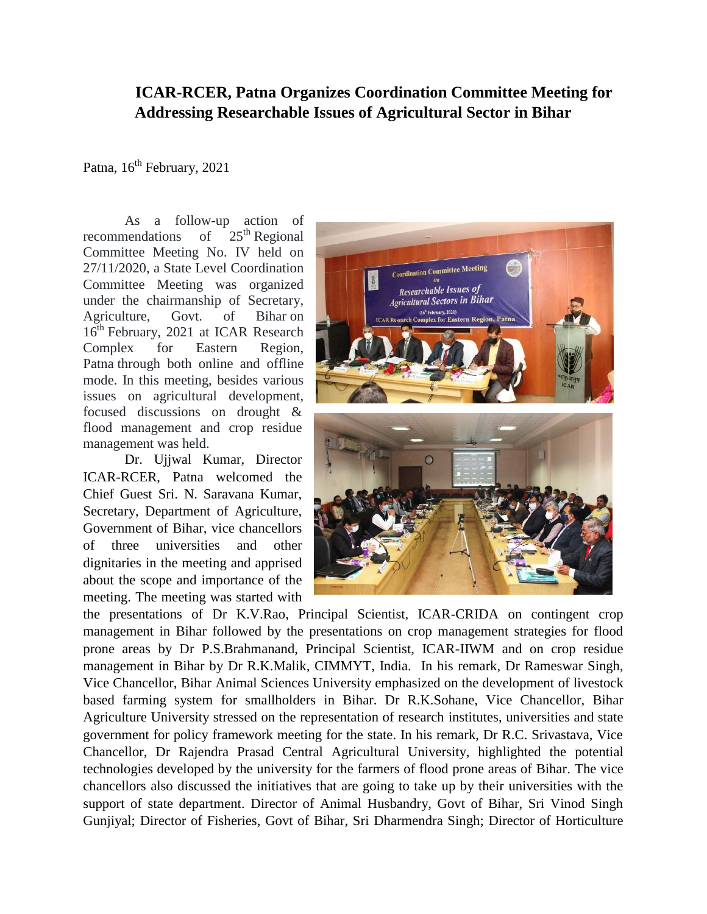# ICAR-RCER, Patna Organizes Coordination Committee Meeting for Addressing Researchable Issues of Agricultural Sector in Bihar

Patna, 16th February, 2021

As a follow-up action of recommendations of 25th Regional Committee Meeting No. IV held on 27/11/2020, a State Level Coordination Committee Meeting was organized under the chairmanship of Secretary, Agriculture, Govt. of Bihar on 16th February, 2021 at ICAR Research Complex for Eastern Region, Patna through both online and offline mode. In this meeting, besides various issues on agricultural development, focused discussions on drought & flood management and crop residue management was held.

Dr. Ujjwal Kumar, Director ICAR-RCER, Patna welcomed the Chief Guest Sri. N. Saravana Kumar, Secretary, Department of Agriculture, Government of Bihar, vice chancellors of three universities and other dignitaries in the meeting and apprised about the scope and importance of the meeting. The meeting was started with the presentations of Dr K.V.Rao, Principal Scientist, ICAR-CRIDA on contingent crop management in Bihar followed by the presentations on crop management strategies for flood prone areas by Dr P.S.Brahmanand, Principal Scientist, ICAR-IIWM and on crop residue management in Bihar by Dr R.K.Malik, CIMMYT, India. In his remark, Dr Rameswar Singh, Vice Chancellor, Bihar Animal Sciences University emphasized on the development of livestock based farming system for smallholders in Bihar. Dr R.K.Sohane, Vice Chancellor, Bihar Agriculture University stressed on the representation of research institutes, universities and state government for policy framework meeting for the state. In his remark, Dr R.C. Srivastava, Vice Chancellor, Dr Rajendra Prasad Central Agricultural University, highlighted the potential technologies developed by the university for the farmers of flood prone areas of Bihar. The vice chancellors also discussed the initiatives that are going to take up by their universities with the support of state department. Director of Animal Husbandry, Govt of Bihar, Sri Vinod Singh Gunjiyal; Director of Fisheries, Govt of Bihar, Sri Dharmendra Singh; Director of Horticulture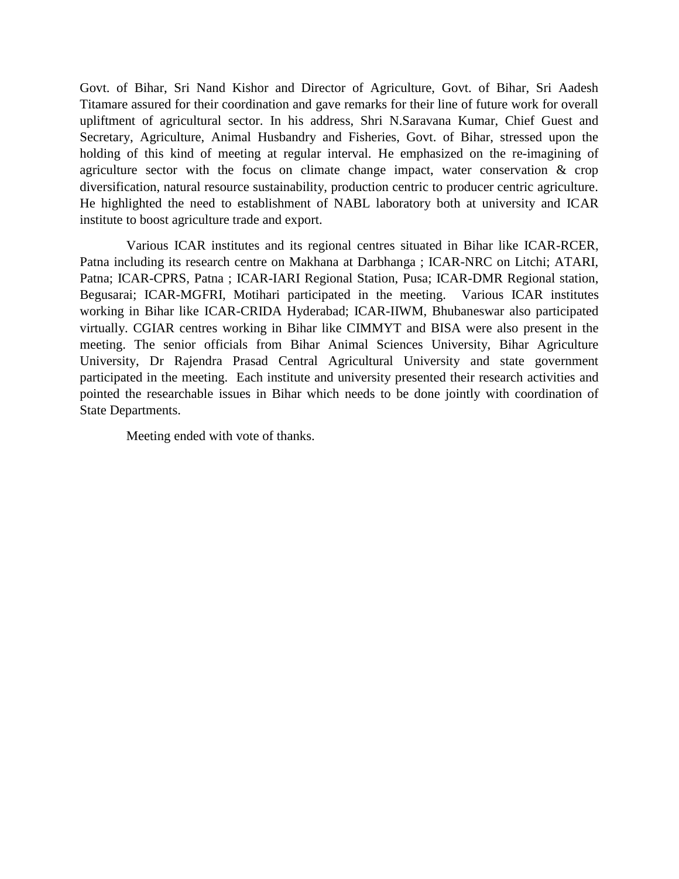Govt. of Bihar, Sri Nand Kishor and Director of Agriculture, Govt. of Bihar, Sri Aadesh Titamare assured for their coordination and gave remarks for their line of future work for overall upliftment of agricultural sector. In his address, Shri N.Saravana Kumar, Chief Guest and Secretary, Agriculture, Animal Husbandry and Fisheries, Govt. of Bihar, stressed upon the holding of this kind of meeting at regular interval. He emphasized on the re-imagining of agriculture sector with the focus on climate change impact, water conservation & crop diversification, natural resource sustainability, production centric to producer centric agriculture. He highlighted the need to establishment of NABL laboratory both at university and ICAR institute to boost agriculture trade and export.

Various ICAR institutes and its regional centres situated in Bihar like ICAR-RCER, Patna including its research centre on Makhana at Darbhanga ; ICAR-NRC on Litchi; ATARI, Patna; ICAR-CPRS, Patna ; ICAR-IARI Regional Station, Pusa; ICAR-DMR Regional station, Begusarai; ICAR-MGFRI, Motihari participated in the meeting. Various ICAR institutes working in Bihar like ICAR-CRIDA Hyderabad; ICAR-IIWM, Bhubaneswar also participated virtually. CGIAR centres working in Bihar like CIMMYT and BISA were also present in the meeting. The senior officials from Bihar Animal Sciences University, Bihar Agriculture University, Dr Rajendra Prasad Central Agricultural University and state government participated in the meeting. Each institute and university presented their research activities and pointed the researchable issues in Bihar which needs to be done jointly with coordination of State Departments.

Meeting ended with vote of thanks.